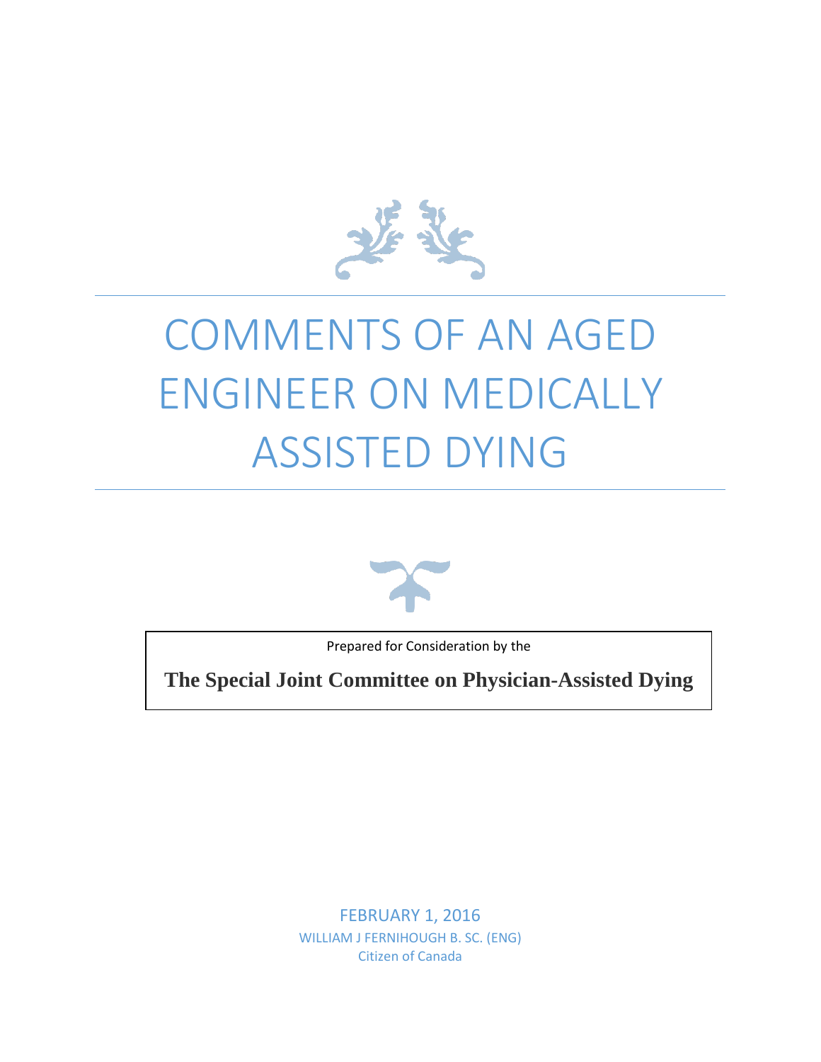# COMMENTS OF AN AGED ENGINEER ON MEDICALLY ASSISTED DYING

Prepared for Consideration by the

**The Special Joint Committee on Physician-Assisted Dying**

FEBRUARY 1, 2016

WILLIAM J FERNIHOUGH B. SC. (ENG)

Citizen of Canada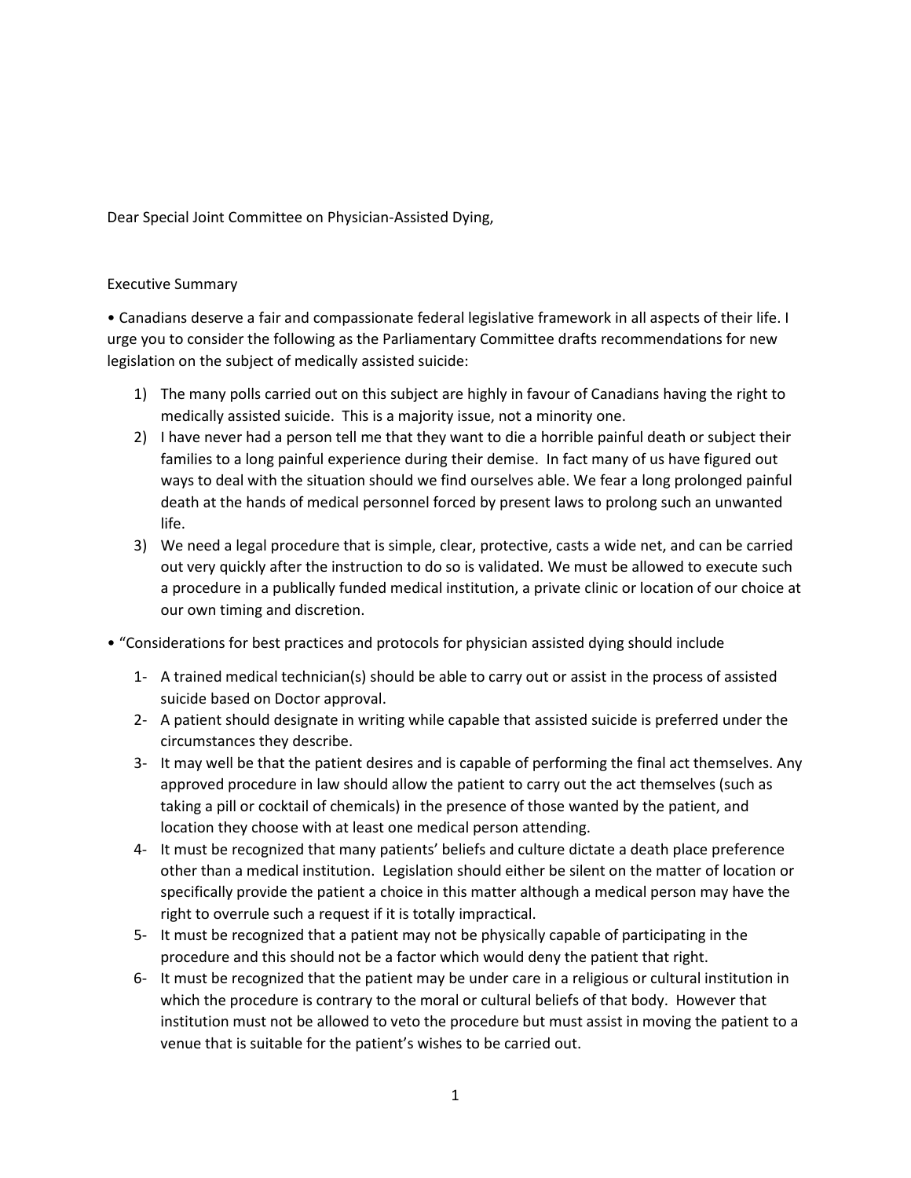Dear Special Joint Committee on Physician-Assisted Dying,

Executive Summary

• Canadians deserve a fair and compassionate federal legislative framework in all aspects of their life. I urge you to consider the following as the Parliamentary Committee drafts recommendations for new legislation on the subject of medically assisted suicide:

1) The many polls carried out on this subject are highly in favour of Canadians having the right to medically assisted suicide. This is a majority issue, not a minority one.
2) I have never had a person tell me that they want to die a horrible painful death or subject their families to a long painful experience during their demise. In fact many of us have figured out ways to deal with the situation should we find ourselves able. We fear a long prolonged painful death at the hands of medical personnel forced by present laws to prolong such an unwanted life.
3) We need a legal procedure that is simple, clear, protective, casts a wide net, and can be carried out very quickly after the instruction to do so is validated. We must be allowed to execute such a procedure in a publically funded medical institution, a private clinic or location of our choice at our own timing and discretion.

• "Considerations for best practices and protocols for physician assisted dying should include

1- A trained medical technician(s) should be able to carry out or assist in the process of assisted suicide based on Doctor approval.
2- A patient should designate in writing while capable that assisted suicide is preferred under the circumstances they describe.
3- It may well be that the patient desires and is capable of performing the final act themselves. Any approved procedure in law should allow the patient to carry out the act themselves (such as taking a pill or cocktail of chemicals) in the presence of those wanted by the patient, and location they choose with at least one medical person attending.
4- It must be recognized that many patients' beliefs and culture dictate a death place preference other than a medical institution. Legislation should either be silent on the matter of location or specifically provide the patient a choice in this matter although a medical person may have the right to overrule such a request if it is totally impractical.
5- It must be recognized that a patient may not be physically capable of participating in the procedure and this should not be a factor which would deny the patient that right.
6- It must be recognized that the patient may be under care in a religious or cultural institution in which the procedure is contrary to the moral or cultural beliefs of that body. However that institution must not be allowed to veto the procedure but must assist in moving the patient to a venue that is suitable for the patient's wishes to be carried out.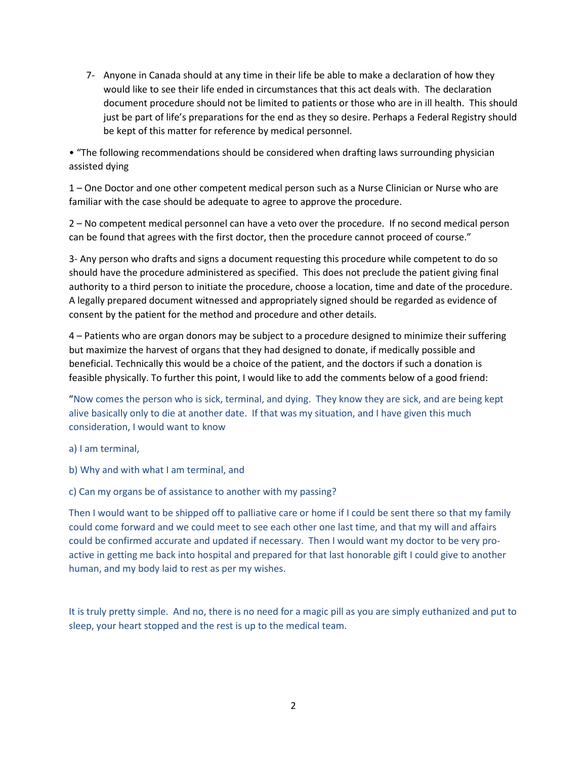7- Anyone in Canada should at any time in their life be able to make a declaration of how they would like to see their life ended in circumstances that this act deals with. The declaration document procedure should not be limited to patients or those who are in ill health. This should just be part of life's preparations for the end as they so desire. Perhaps a Federal Registry should be kept of this matter for reference by medical personnel.

• "The following recommendations should be considered when drafting laws surrounding physician assisted dying

1 – One Doctor and one other competent medical person such as a Nurse Clinician or Nurse who are familiar with the case should be adequate to agree to approve the procedure.

2 – No competent medical personnel can have a veto over the procedure. If no second medical person can be found that agrees with the first doctor, then the procedure cannot proceed of course."

3- Any person who drafts and signs a document requesting this procedure while competent to do so should have the procedure administered as specified. This does not preclude the patient giving final authority to a third person to initiate the procedure, choose a location, time and date of the procedure. A legally prepared document witnessed and appropriately signed should be regarded as evidence of consent by the patient for the method and procedure and other details.

4 – Patients who are organ donors may be subject to a procedure designed to minimize their suffering but maximize the harvest of organs that they had designed to donate, if medically possible and beneficial. Technically this would be a choice of the patient, and the doctors if such a donation is feasible physically. To further this point, I would like to add the comments below of a good friend:

"Now comes the person who is sick, terminal, and dying. They know they are sick, and are being kept alive basically only to die at another date. If that was my situation, and I have given this much consideration, I would want to know

a) I am terminal,

b) Why and with what I am terminal, and

c) Can my organs be of assistance to another with my passing?

Then I would want to be shipped off to palliative care or home if I could be sent there so that my family could come forward and we could meet to see each other one last time, and that my will and affairs could be confirmed accurate and updated if necessary. Then I would want my doctor to be very pro-active in getting me back into hospital and prepared for that last honorable gift I could give to another human, and my body laid to rest as per my wishes.

It is truly pretty simple. And no, there is no need for a magic pill as you are simply euthanized and put to sleep, your heart stopped and the rest is up to the medical team.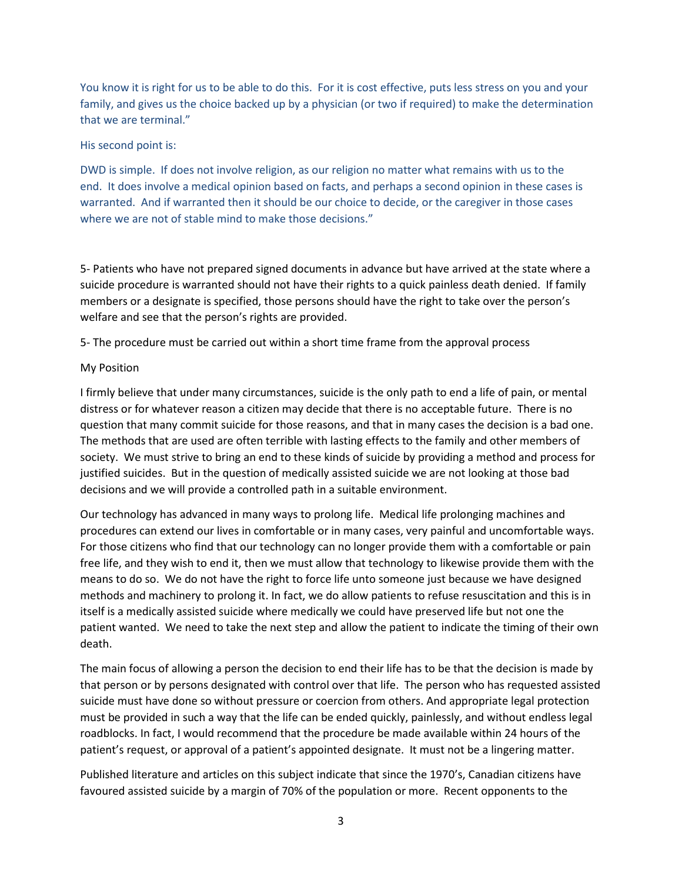You know it is right for us to be able to do this. For it is cost effective, puts less stress on you and your family, and gives us the choice backed up by a physician (or two if required) to make the determination that we are terminal."

His second point is:

DWD is simple. If does not involve religion, as our religion no matter what remains with us to the end. It does involve a medical opinion based on facts, and perhaps a second opinion in these cases is warranted. And if warranted then it should be our choice to decide, or the caregiver in those cases where we are not of stable mind to make those decisions."

5- Patients who have not prepared signed documents in advance but have arrived at the state where a suicide procedure is warranted should not have their rights to a quick painless death denied. If family members or a designate is specified, those persons should have the right to take over the person's welfare and see that the person's rights are provided.

5- The procedure must be carried out within a short time frame from the approval process

My Position

I firmly believe that under many circumstances, suicide is the only path to end a life of pain, or mental distress or for whatever reason a citizen may decide that there is no acceptable future. There is no question that many commit suicide for those reasons, and that in many cases the decision is a bad one. The methods that are used are often terrible with lasting effects to the family and other members of society. We must strive to bring an end to these kinds of suicide by providing a method and process for justified suicides. But in the question of medically assisted suicide we are not looking at those bad decisions and we will provide a controlled path in a suitable environment.

Our technology has advanced in many ways to prolong life. Medical life prolonging machines and procedures can extend our lives in comfortable or in many cases, very painful and uncomfortable ways. For those citizens who find that our technology can no longer provide them with a comfortable or pain free life, and they wish to end it, then we must allow that technology to likewise provide them with the means to do so. We do not have the right to force life unto someone just because we have designed methods and machinery to prolong it. In fact, we do allow patients to refuse resuscitation and this is in itself is a medically assisted suicide where medically we could have preserved life but not one the patient wanted. We need to take the next step and allow the patient to indicate the timing of their own death.

The main focus of allowing a person the decision to end their life has to be that the decision is made by that person or by persons designated with control over that life. The person who has requested assisted suicide must have done so without pressure or coercion from others. And appropriate legal protection must be provided in such a way that the life can be ended quickly, painlessly, and without endless legal roadblocks. In fact, I would recommend that the procedure be made available within 24 hours of the patient's request, or approval of a patient's appointed designate. It must not be a lingering matter.

Published literature and articles on this subject indicate that since the 1970's, Canadian citizens have favoured assisted suicide by a margin of 70% of the population or more. Recent opponents to the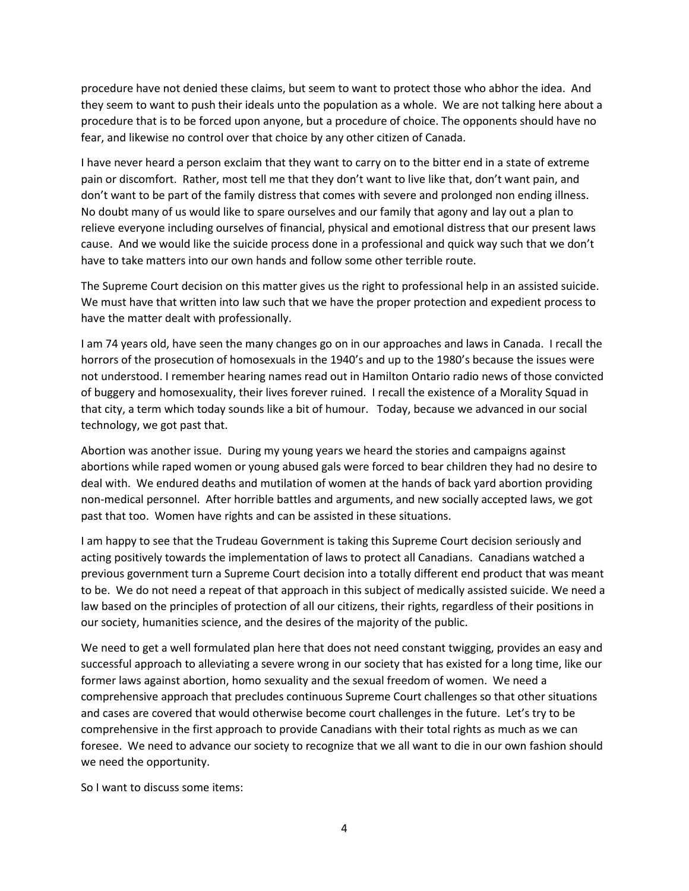procedure have not denied these claims, but seem to want to protect those who abhor the idea. And they seem to want to push their ideals unto the population as a whole. We are not talking here about a procedure that is to be forced upon anyone, but a procedure of choice. The opponents should have no fear, and likewise no control over that choice by any other citizen of Canada.

I have never heard a person exclaim that they want to carry on to the bitter end in a state of extreme pain or discomfort. Rather, most tell me that they don't want to live like that, don't want pain, and don't want to be part of the family distress that comes with severe and prolonged non ending illness. No doubt many of us would like to spare ourselves and our family that agony and lay out a plan to relieve everyone including ourselves of financial, physical and emotional distress that our present laws cause. And we would like the suicide process done in a professional and quick way such that we don't have to take matters into our own hands and follow some other terrible route.

The Supreme Court decision on this matter gives us the right to professional help in an assisted suicide. We must have that written into law such that we have the proper protection and expedient process to have the matter dealt with professionally.

I am 74 years old, have seen the many changes go on in our approaches and laws in Canada. I recall the horrors of the prosecution of homosexuals in the 1940's and up to the 1980's because the issues were not understood. I remember hearing names read out in Hamilton Ontario radio news of those convicted of buggery and homosexuality, their lives forever ruined. I recall the existence of a Morality Squad in that city, a term which today sounds like a bit of humour. Today, because we advanced in our social technology, we got past that.

Abortion was another issue. During my young years we heard the stories and campaigns against abortions while raped women or young abused gals were forced to bear children they had no desire to deal with. We endured deaths and mutilation of women at the hands of back yard abortion providing non-medical personnel. After horrible battles and arguments, and new socially accepted laws, we got past that too. Women have rights and can be assisted in these situations.

I am happy to see that the Trudeau Government is taking this Supreme Court decision seriously and acting positively towards the implementation of laws to protect all Canadians. Canadians watched a previous government turn a Supreme Court decision into a totally different end product that was meant to be. We do not need a repeat of that approach in this subject of medically assisted suicide. We need a law based on the principles of protection of all our citizens, their rights, regardless of their positions in our society, humanities science, and the desires of the majority of the public.

We need to get a well formulated plan here that does not need constant twigging, provides an easy and successful approach to alleviating a severe wrong in our society that has existed for a long time, like our former laws against abortion, homo sexuality and the sexual freedom of women. We need a comprehensive approach that precludes continuous Supreme Court challenges so that other situations and cases are covered that would otherwise become court challenges in the future. Let's try to be comprehensive in the first approach to provide Canadians with their total rights as much as we can foresee. We need to advance our society to recognize that we all want to die in our own fashion should we need the opportunity.

So I want to discuss some items: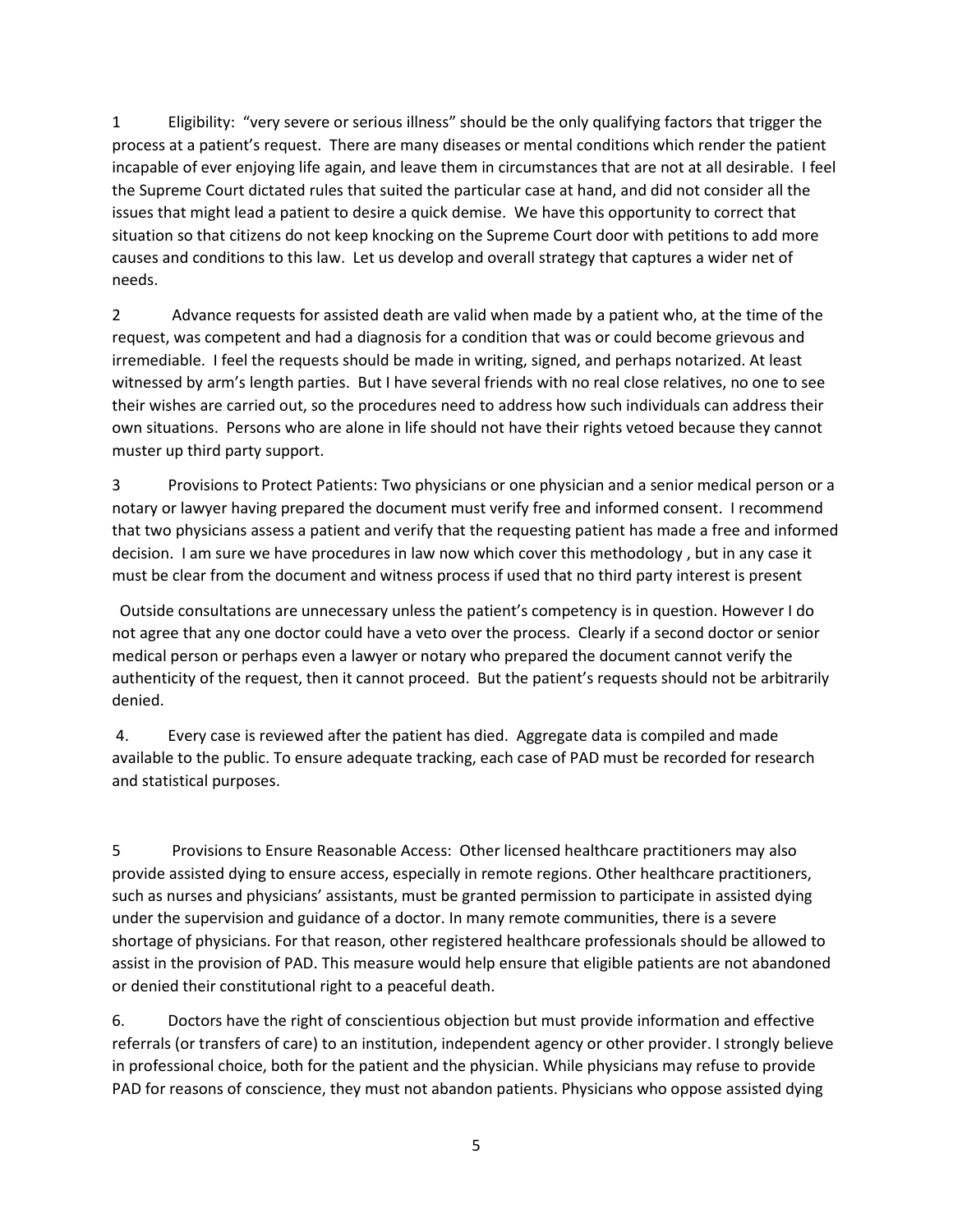1 Eligibility: "very severe or serious illness" should be the only qualifying factors that trigger the process at a patient's request. There are many diseases or mental conditions which render the patient incapable of ever enjoying life again, and leave them in circumstances that are not at all desirable. I feel the Supreme Court dictated rules that suited the particular case at hand, and did not consider all the issues that might lead a patient to desire a quick demise. We have this opportunity to correct that situation so that citizens do not keep knocking on the Supreme Court door with petitions to add more causes and conditions to this law. Let us develop and overall strategy that captures a wider net of needs.

2 Advance requests for assisted death are valid when made by a patient who, at the time of the request, was competent and had a diagnosis for a condition that was or could become grievous and irremediable. I feel the requests should be made in writing, signed, and perhaps notarized. At least witnessed by arm's length parties. But I have several friends with no real close relatives, no one to see their wishes are carried out, so the procedures need to address how such individuals can address their own situations. Persons who are alone in life should not have their rights vetoed because they cannot muster up third party support.

3 Provisions to Protect Patients: Two physicians or one physician and a senior medical person or a notary or lawyer having prepared the document must verify free and informed consent. I recommend that two physicians assess a patient and verify that the requesting patient has made a free and informed decision. I am sure we have procedures in law now which cover this methodology , but in any case it must be clear from the document and witness process if used that no third party interest is present

Outside consultations are unnecessary unless the patient's competency is in question. However I do not agree that any one doctor could have a veto over the process. Clearly if a second doctor or senior medical person or perhaps even a lawyer or notary who prepared the document cannot verify the authenticity of the request, then it cannot proceed. But the patient's requests should not be arbitrarily denied.

4. Every case is reviewed after the patient has died. Aggregate data is compiled and made available to the public. To ensure adequate tracking, each case of PAD must be recorded for research and statistical purposes.

5 Provisions to Ensure Reasonable Access: Other licensed healthcare practitioners may also provide assisted dying to ensure access, especially in remote regions. Other healthcare practitioners, such as nurses and physicians' assistants, must be granted permission to participate in assisted dying under the supervision and guidance of a doctor. In many remote communities, there is a severe shortage of physicians. For that reason, other registered healthcare professionals should be allowed to assist in the provision of PAD. This measure would help ensure that eligible patients are not abandoned or denied their constitutional right to a peaceful death.

6. Doctors have the right of conscientious objection but must provide information and effective referrals (or transfers of care) to an institution, independent agency or other provider. I strongly believe in professional choice, both for the patient and the physician. While physicians may refuse to provide PAD for reasons of conscience, they must not abandon patients. Physicians who oppose assisted dying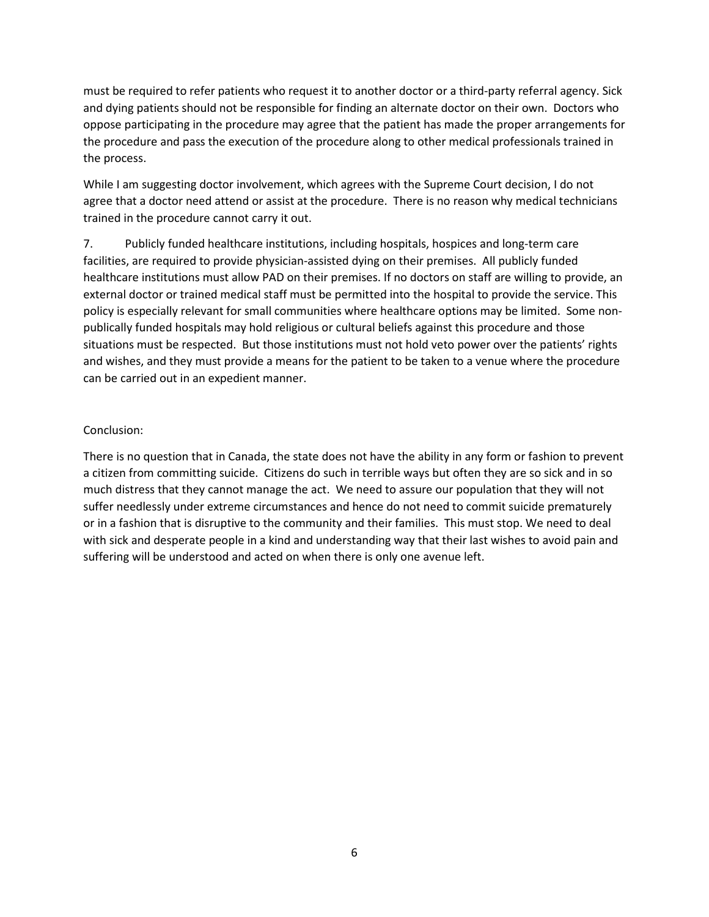must be required to refer patients who request it to another doctor or a third-party referral agency. Sick and dying patients should not be responsible for finding an alternate doctor on their own. Doctors who oppose participating in the procedure may agree that the patient has made the proper arrangements for the procedure and pass the execution of the procedure along to other medical professionals trained in the process.

While I am suggesting doctor involvement, which agrees with the Supreme Court decision, I do not agree that a doctor need attend or assist at the procedure. There is no reason why medical technicians trained in the procedure cannot carry it out.

7. Publicly funded healthcare institutions, including hospitals, hospices and long-term care facilities, are required to provide physician-assisted dying on their premises. All publicly funded healthcare institutions must allow PAD on their premises. If no doctors on staff are willing to provide, an external doctor or trained medical staff must be permitted into the hospital to provide the service. This policy is especially relevant for small communities where healthcare options may be limited. Some non-publically funded hospitals may hold religious or cultural beliefs against this procedure and those situations must be respected. But those institutions must not hold veto power over the patients' rights and wishes, and they must provide a means for the patient to be taken to a venue where the procedure can be carried out in an expedient manner.

Conclusion:

There is no question that in Canada, the state does not have the ability in any form or fashion to prevent a citizen from committing suicide. Citizens do such in terrible ways but often they are so sick and in so much distress that they cannot manage the act. We need to assure our population that they will not suffer needlessly under extreme circumstances and hence do not need to commit suicide prematurely or in a fashion that is disruptive to the community and their families. This must stop. We need to deal with sick and desperate people in a kind and understanding way that their last wishes to avoid pain and suffering will be understood and acted on when there is only one avenue left.